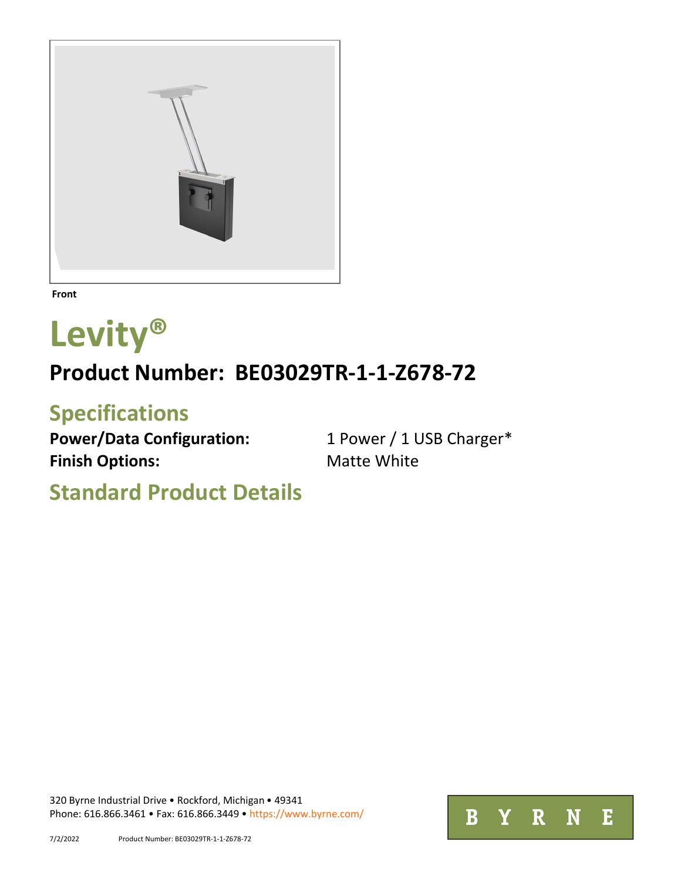Front

# Levity®

## Product Number: BE03029TR-1-1-Z678-72

## Specifications

**Power/Data Configuration:** 1 Power / 1 USB Charger*

**Finish Options:** Matte White

## Standard Product Details

320 Byrne Industrial Drive • Rockford, Michigan • 49341
Phone: 616.866.3461 • Fax: 616.866.3449 • https://www.byrne.com/

BYRNE

7/2/2022 Product Number: BE03029TR-1-1-Z678-72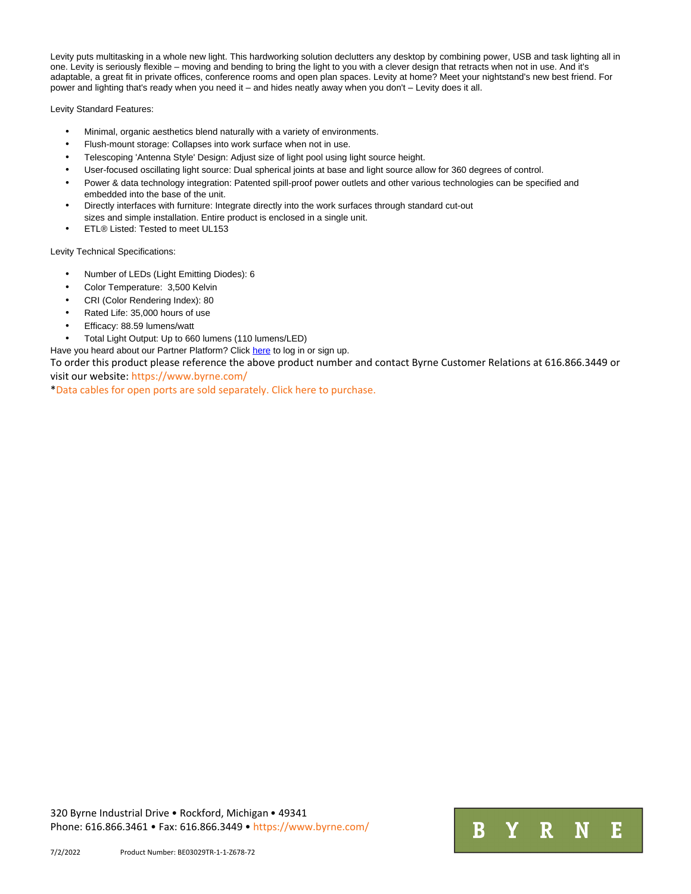Levity puts multitasking in a whole new light. This hardworking solution declutters any desktop by combining power, USB and task lighting all in one. Levity is seriously flexible – moving and bending to bring the light to you with a clever design that retracts when not in use. And it's adaptable, a great fit in private offices, conference rooms and open plan spaces. Levity at home? Meet your nightstand's new best friend. For power and lighting that's ready when you need it – and hides neatly away when you don't – Levity does it all.

Levity Standard Features:

- Minimal, organic aesthetics blend naturally with a variety of environments.
- Flush-mount storage: Collapses into work surface when not in use.
- Telescoping 'Antenna Style' Design: Adjust size of light pool using light source height.
- User-focused oscillating light source: Dual spherical joints at base and light source allow for 360 degrees of control.
- Power & data technology integration: Patented spill-proof power outlets and other various technologies can be specified and embedded into the base of the unit.
- Directly interfaces with furniture: Integrate directly into the work surfaces through standard cut-out sizes and simple installation. Entire product is enclosed in a single unit.
- ETL® Listed: Tested to meet UL153

Levity Technical Specifications:

- Number of LEDs (Light Emitting Diodes): 6
- Color Temperature: 3,500 Kelvin
- CRI (Color Rendering Index): 80
- Rated Life: 35,000 hours of use
- Efficacy: 88.59 lumens/watt
- Total Light Output: Up to 660 lumens (110 lumens/LED)

Have you heard about our Partner Platform? Click here to log in or sign up.

To order this product please reference the above product number and contact Byrne Customer Relations at 616.866.3449 or visit our website: https://www.byrne.com/

*Data cables for open ports are sold separately. Click here to purchase.

320 Byrne Industrial Drive • Rockford, Michigan • 49341
Phone: 616.866.3461 • Fax: 616.866.3449 • https://www.byrne.com/

BYRNE

7/2/2022 Product Number: BE03029TR-1-1-Z678-72